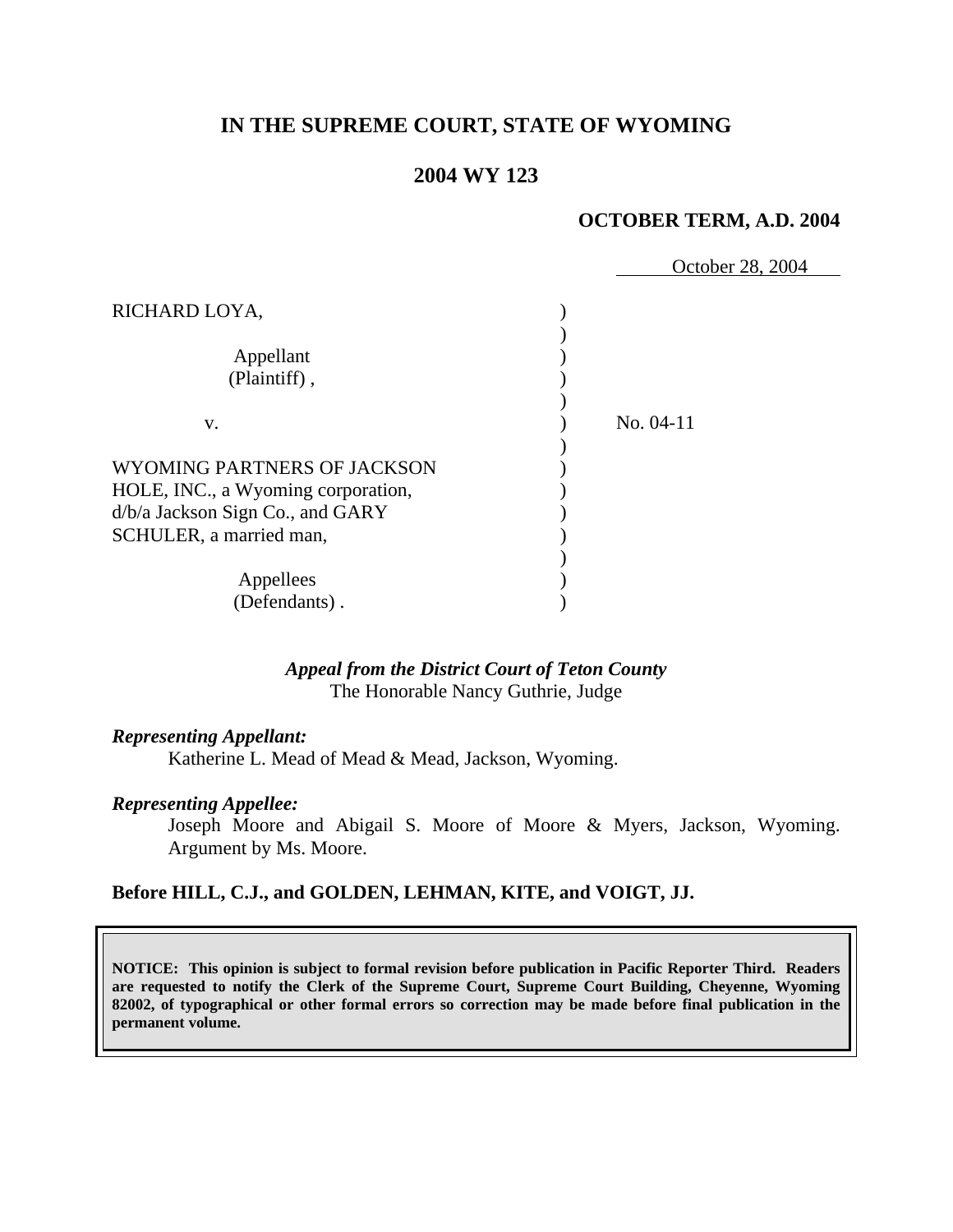# IN THE SUPREME COURT, STATE OF WYOMING

## 2004 WY 123

**OCTOBER TERM, A.D. 2004**

October 28, 2004

RICHARD LOYA,

Appellant
(Plaintiff),

v.

No. 04-11

WYOMING PARTNERS OF JACKSON HOLE, INC., a Wyoming corporation, d/b/a Jackson Sign Co., and GARY SCHULER, a married man,

Appellees
(Defendants).

***Appeal from the District Court of Teton County***
The Honorable Nancy Guthrie, Judge

***Representing Appellant:***
Katherine L. Mead of Mead & Mead, Jackson, Wyoming.

***Representing Appellee:***
Joseph Moore and Abigail S. Moore of Moore & Myers, Jackson, Wyoming. Argument by Ms. Moore.

**Before HILL, C.J., and GOLDEN, LEHMAN, KITE, and VOIGT, JJ.**

**NOTICE: This opinion is subject to formal revision before publication in Pacific Reporter Third. Readers are requested to notify the Clerk of the Supreme Court, Supreme Court Building, Cheyenne, Wyoming 82002, of typographical or other formal errors so correction may be made before final publication in the permanent volume.**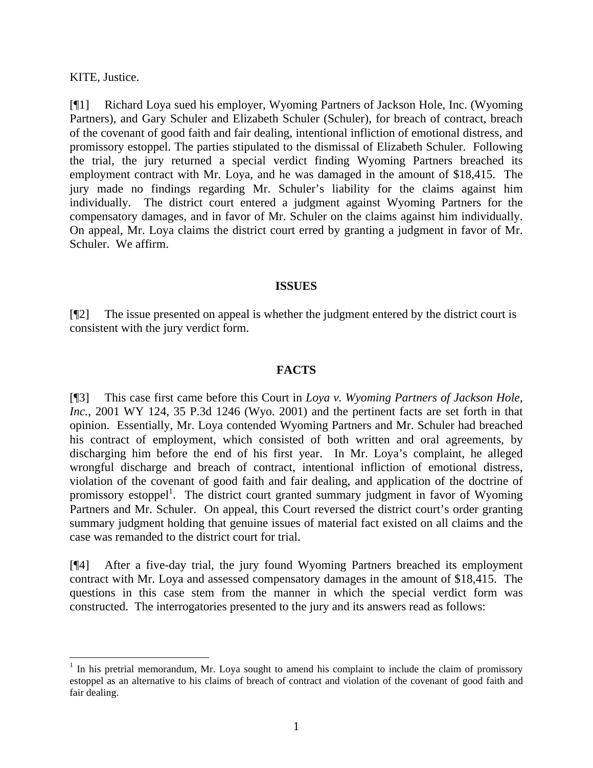KITE, Justice.

[¶1] Richard Loya sued his employer, Wyoming Partners of Jackson Hole, Inc. (Wyoming Partners), and Gary Schuler and Elizabeth Schuler (Schuler), for breach of contract, breach of the covenant of good faith and fair dealing, intentional infliction of emotional distress, and promissory estoppel. The parties stipulated to the dismissal of Elizabeth Schuler. Following the trial, the jury returned a special verdict finding Wyoming Partners breached its employment contract with Mr. Loya, and he was damaged in the amount of $18,415. The jury made no findings regarding Mr. Schuler's liability for the claims against him individually. The district court entered a judgment against Wyoming Partners for the compensatory damages, and in favor of Mr. Schuler on the claims against him individually. On appeal, Mr. Loya claims the district court erred by granting a judgment in favor of Mr. Schuler. We affirm.

## ISSUES

[¶2] The issue presented on appeal is whether the judgment entered by the district court is consistent with the jury verdict form.

## FACTS

[¶3] This case first came before this Court in *Loya v. Wyoming Partners of Jackson Hole, Inc.*, 2001 WY 124, 35 P.3d 1246 (Wyo. 2001) and the pertinent facts are set forth in that opinion. Essentially, Mr. Loya contended Wyoming Partners and Mr. Schuler had breached his contract of employment, which consisted of both written and oral agreements, by discharging him before the end of his first year. In Mr. Loya's complaint, he alleged wrongful discharge and breach of contract, intentional infliction of emotional distress, violation of the covenant of good faith and fair dealing, and application of the doctrine of promissory estoppel[1]. The district court granted summary judgment in favor of Wyoming Partners and Mr. Schuler. On appeal, this Court reversed the district court's order granting summary judgment holding that genuine issues of material fact existed on all claims and the case was remanded to the district court for trial.

[¶4] After a five-day trial, the jury found Wyoming Partners breached its employment contract with Mr. Loya and assessed compensatory damages in the amount of $18,415. The questions in this case stem from the manner in which the special verdict form was constructed. The interrogatories presented to the jury and its answers read as follows:

[1] In his pretrial memorandum, Mr. Loya sought to amend his complaint to include the claim of promissory estoppel as an alternative to his claims of breach of contract and violation of the covenant of good faith and fair dealing.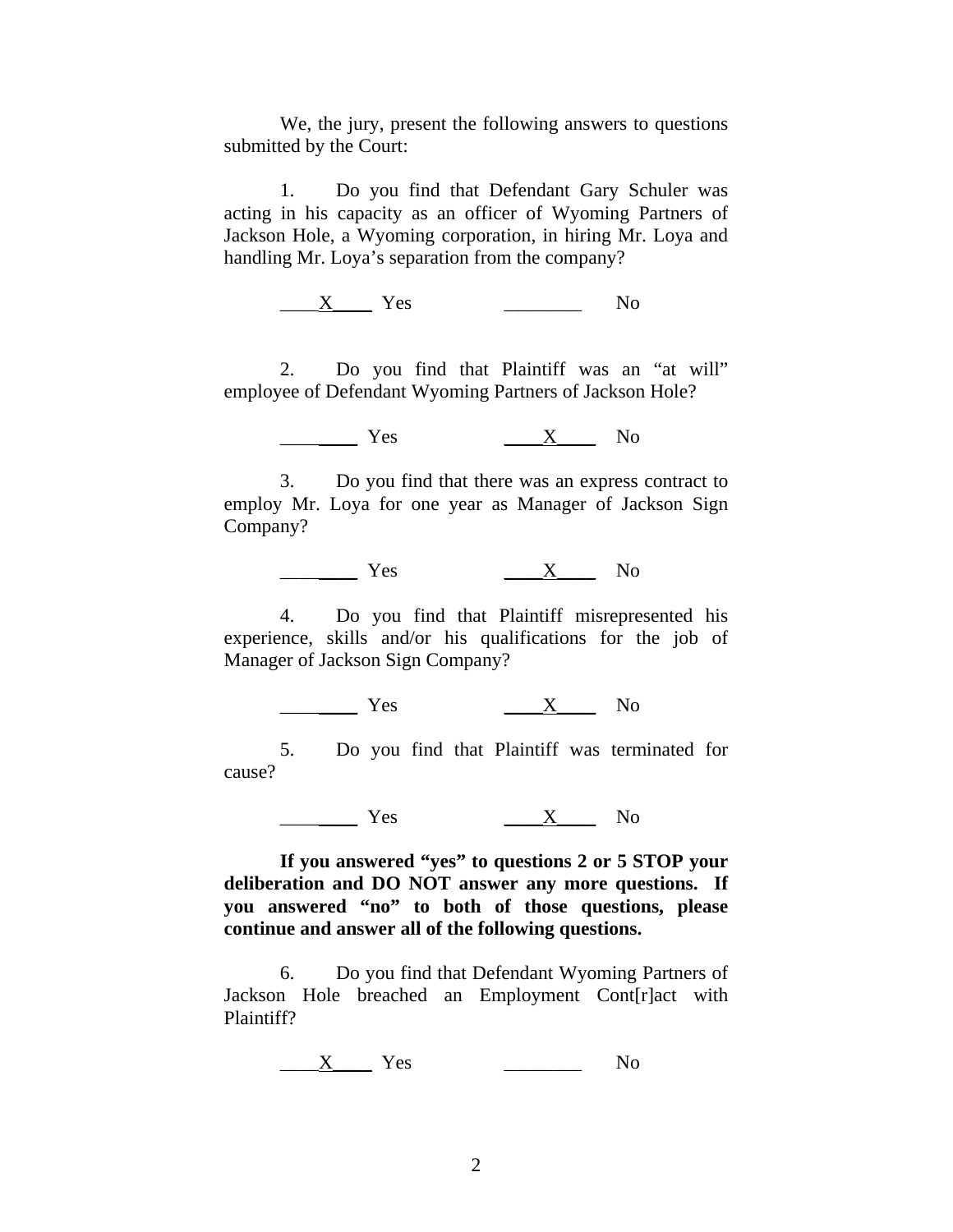We, the jury, present the following answers to questions submitted by the Court:

1. Do you find that Defendant Gary Schuler was acting in his capacity as an officer of Wyoming Partners of Jackson Hole, a Wyoming corporation, in hiring Mr. Loya and handling Mr. Loya's separation from the company?

____X____ Yes ________ No

2. Do you find that Plaintiff was an "at will" employee of Defendant Wyoming Partners of Jackson Hole?

________ Yes ____X____ No

3. Do you find that there was an express contract to employ Mr. Loya for one year as Manager of Jackson Sign Company?

________ Yes ____X____ No

4. Do you find that Plaintiff misrepresented his experience, skills and/or his qualifications for the job of Manager of Jackson Sign Company?

________ Yes ____X____ No

5. Do you find that Plaintiff was terminated for cause?

________ Yes ____X____ No

**If you answered "yes" to questions 2 or 5 STOP your deliberation and DO NOT answer any more questions. If you answered "no" to both of those questions, please continue and answer all of the following questions.**

6. Do you find that Defendant Wyoming Partners of Jackson Hole breached an Employment Cont[r]act with Plaintiff?

____X____ Yes ________ No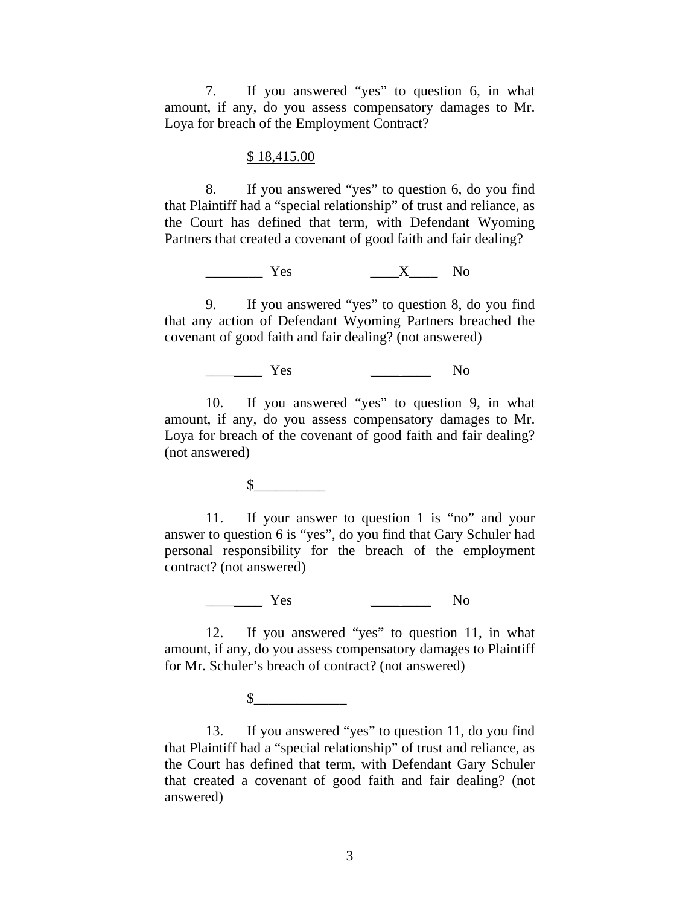7. If you answered "yes" to question 6, in what amount, if any, do you assess compensatory damages to Mr. Loya for breach of the Employment Contract?

$ 18,415.00

8. If you answered "yes" to question 6, do you find that Plaintiff had a "special relationship" of trust and reliance, as the Court has defined that term, with Defendant Wyoming Partners that created a covenant of good faith and fair dealing?

________ Yes ____X____ No

9. If you answered "yes" to question 8, do you find that any action of Defendant Wyoming Partners breached the covenant of good faith and fair dealing? (not answered)

________ Yes ________ No

10. If you answered "yes" to question 9, in what amount, if any, do you assess compensatory damages to Mr. Loya for breach of the covenant of good faith and fair dealing? (not answered)

$__________

11. If your answer to question 1 is "no" and your answer to question 6 is "yes", do you find that Gary Schuler had personal responsibility for the breach of the employment contract? (not answered)

________ Yes ________ No

12. If you answered "yes" to question 11, in what amount, if any, do you assess compensatory damages to Plaintiff for Mr. Schuler's breach of contract? (not answered)

$_____________

13. If you answered "yes" to question 11, do you find that Plaintiff had a "special relationship" of trust and reliance, as the Court has defined that term, with Defendant Gary Schuler that created a covenant of good faith and fair dealing? (not answered)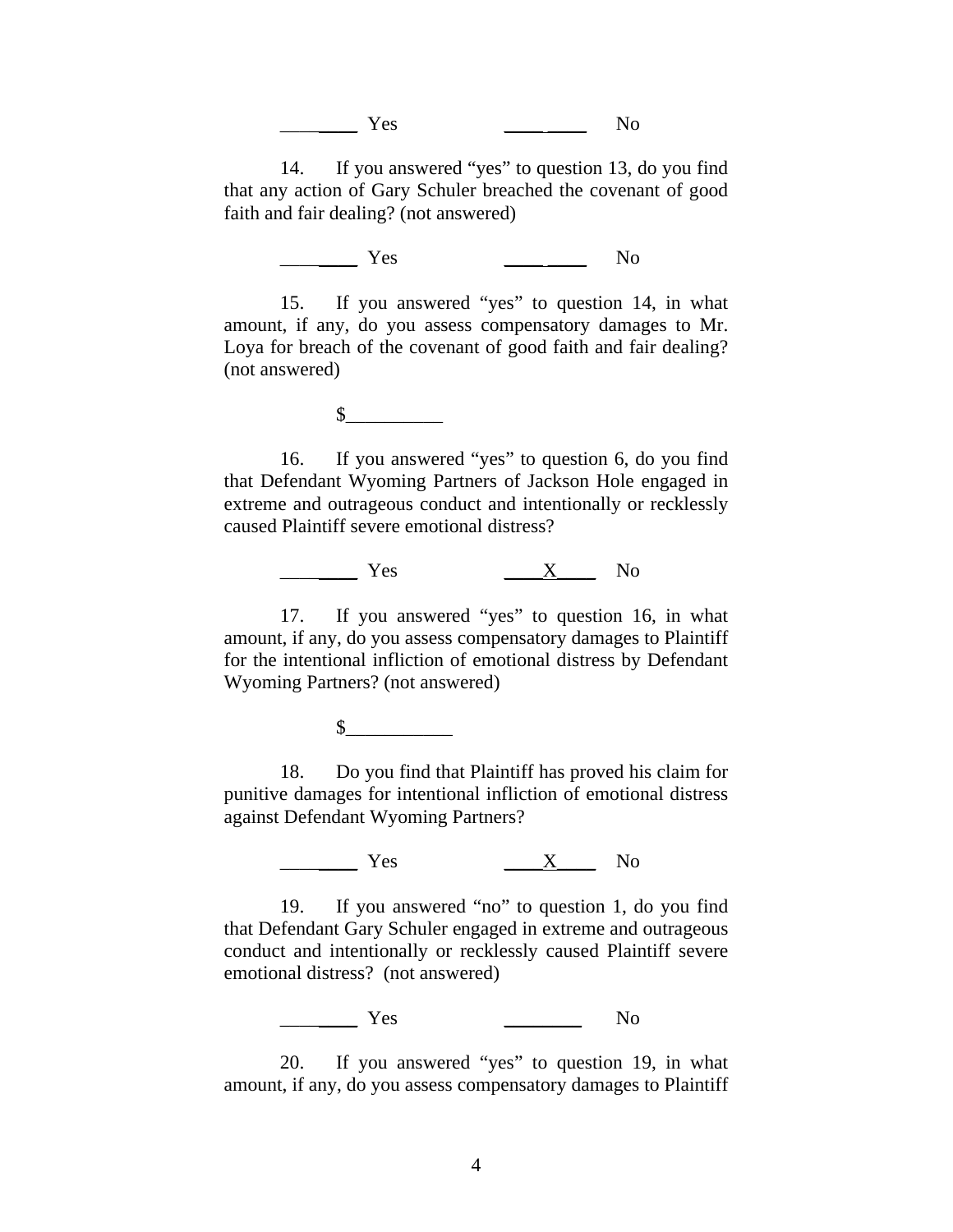\_\_\_\_\_\_\_\_ Yes \_\_\_\_\_\_\_\_ No

14. If you answered "yes" to question 13, do you find that any action of Gary Schuler breached the covenant of good faith and fair dealing? (not answered)

\_\_\_\_\_\_\_\_ Yes \_\_\_\_\_\_\_\_ No

15. If you answered "yes" to question 14, in what amount, if any, do you assess compensatory damages to Mr. Loya for breach of the covenant of good faith and fair dealing? (not answered)

$\_\_\_\_\_\_\_\_\_\_

16. If you answered "yes" to question 6, do you find that Defendant Wyoming Partners of Jackson Hole engaged in extreme and outrageous conduct and intentionally or recklessly caused Plaintiff severe emotional distress?

\_\_\_\_\_\_\_\_ Yes \_\_\_\_X\_\_\_\_ No

17. If you answered "yes" to question 16, in what amount, if any, do you assess compensatory damages to Plaintiff for the intentional infliction of emotional distress by Defendant Wyoming Partners? (not answered)

$\_\_\_\_\_\_\_\_\_\_\_

18. Do you find that Plaintiff has proved his claim for punitive damages for intentional infliction of emotional distress against Defendant Wyoming Partners?

\_\_\_\_\_\_\_\_ Yes \_\_\_\_X\_\_\_\_ No

19. If you answered "no" to question 1, do you find that Defendant Gary Schuler engaged in extreme and outrageous conduct and intentionally or recklessly caused Plaintiff severe emotional distress? (not answered)

\_\_\_\_\_\_\_\_ Yes \_\_\_\_\_\_\_\_ No

20. If you answered "yes" to question 19, in what amount, if any, do you assess compensatory damages to Plaintiff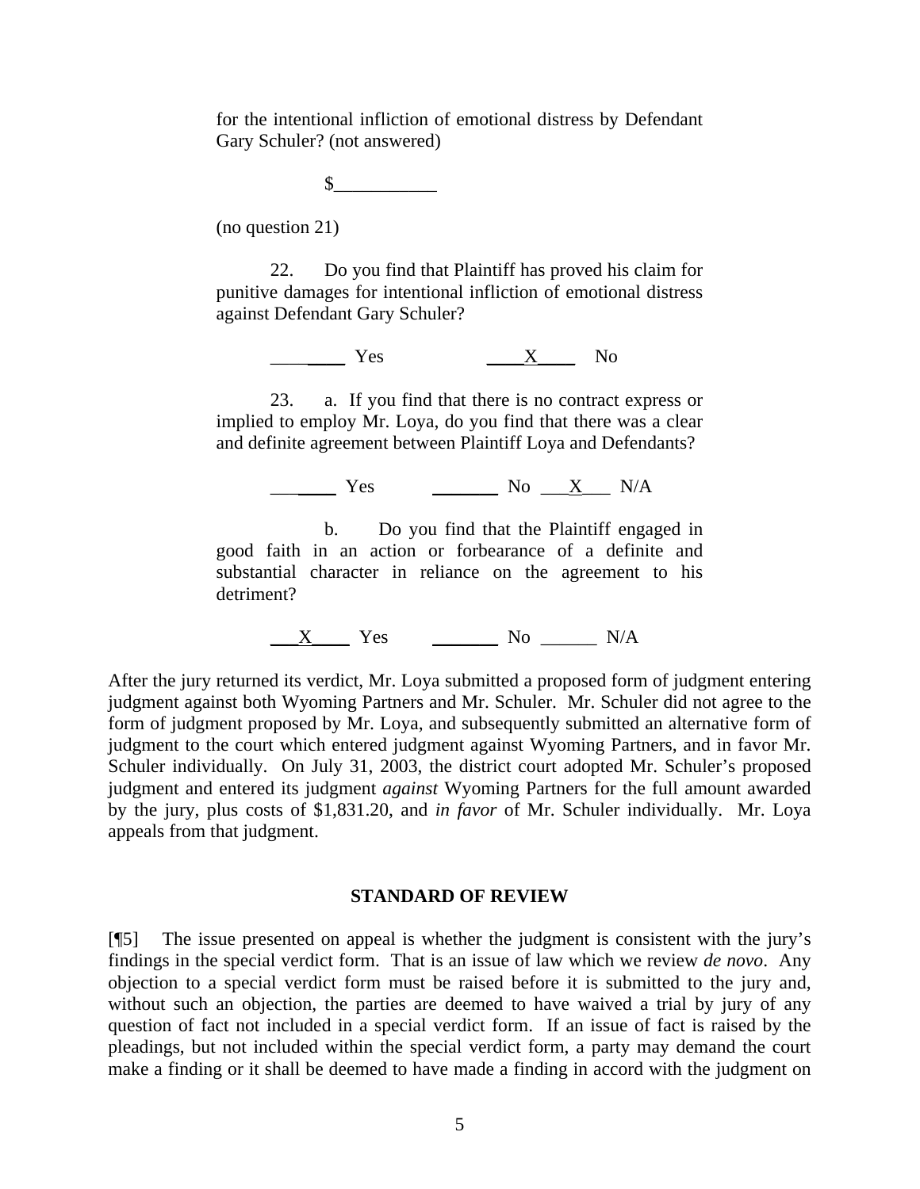for the intentional infliction of emotional distress by Defendant Gary Schuler? (not answered)

$___________

(no question 21)

22. Do you find that Plaintiff has proved his claim for punitive damages for intentional infliction of emotional distress against Defendant Gary Schuler?

________ Yes ____X____ No

23. a. If you find that there is no contract express or implied to employ Mr. Loya, do you find that there was a clear and definite agreement between Plaintiff Loya and Defendants?

________ Yes ________ No ___X___ N/A

b. Do you find that the Plaintiff engaged in good faith in an action or forbearance of a definite and substantial character in reliance on the agreement to his detriment?

___X____ Yes ________ No ______ N/A

After the jury returned its verdict, Mr. Loya submitted a proposed form of judgment entering judgment against both Wyoming Partners and Mr. Schuler. Mr. Schuler did not agree to the form of judgment proposed by Mr. Loya, and subsequently submitted an alternative form of judgment to the court which entered judgment against Wyoming Partners, and in favor Mr. Schuler individually. On July 31, 2003, the district court adopted Mr. Schuler's proposed judgment and entered its judgment *against* Wyoming Partners for the full amount awarded by the jury, plus costs of $1,831.20, and *in favor* of Mr. Schuler individually. Mr. Loya appeals from that judgment.

## STANDARD OF REVIEW

[¶5] The issue presented on appeal is whether the judgment is consistent with the jury's findings in the special verdict form. That is an issue of law which we review *de novo*. Any objection to a special verdict form must be raised before it is submitted to the jury and, without such an objection, the parties are deemed to have waived a trial by jury of any question of fact not included in a special verdict form. If an issue of fact is raised by the pleadings, but not included within the special verdict form, a party may demand the court make a finding or it shall be deemed to have made a finding in accord with the judgment on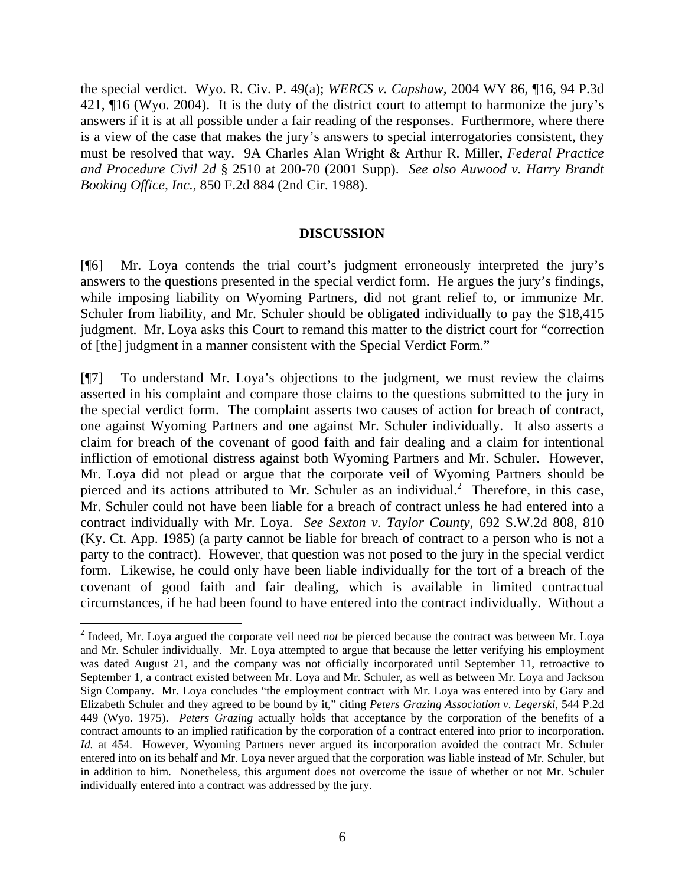the special verdict. Wyo. R. Civ. P. 49(a); *WERCS v. Capshaw*, 2004 WY 86, ¶16, 94 P.3d 421, ¶16 (Wyo. 2004). It is the duty of the district court to attempt to harmonize the jury's answers if it is at all possible under a fair reading of the responses. Furthermore, where there is a view of the case that makes the jury's answers to special interrogatories consistent, they must be resolved that way. 9A Charles Alan Wright & Arthur R. Miller, *Federal Practice and Procedure Civil 2d* § 2510 at 200-70 (2001 Supp). *See also Auwood v. Harry Brandt Booking Office, Inc.*, 850 F.2d 884 (2nd Cir. 1988).

## DISCUSSION

[¶6] Mr. Loya contends the trial court's judgment erroneously interpreted the jury's answers to the questions presented in the special verdict form. He argues the jury's findings, while imposing liability on Wyoming Partners, did not grant relief to, or immunize Mr. Schuler from liability, and Mr. Schuler should be obligated individually to pay the $18,415 judgment. Mr. Loya asks this Court to remand this matter to the district court for "correction of [the] judgment in a manner consistent with the Special Verdict Form."

[¶7] To understand Mr. Loya's objections to the judgment, we must review the claims asserted in his complaint and compare those claims to the questions submitted to the jury in the special verdict form. The complaint asserts two causes of action for breach of contract, one against Wyoming Partners and one against Mr. Schuler individually. It also asserts a claim for breach of the covenant of good faith and fair dealing and a claim for intentional infliction of emotional distress against both Wyoming Partners and Mr. Schuler. However, Mr. Loya did not plead or argue that the corporate veil of Wyoming Partners should be pierced and its actions attributed to Mr. Schuler as an individual.[2] Therefore, in this case, Mr. Schuler could not have been liable for a breach of contract unless he had entered into a contract individually with Mr. Loya. *See Sexton v. Taylor County,* 692 S.W.2d 808, 810 (Ky. Ct. App. 1985) (a party cannot be liable for breach of contract to a person who is not a party to the contract). However, that question was not posed to the jury in the special verdict form. Likewise, he could only have been liable individually for the tort of a breach of the covenant of good faith and fair dealing, which is available in limited contractual circumstances, if he had been found to have entered into the contract individually. Without a

[2] Indeed, Mr. Loya argued the corporate veil need *not* be pierced because the contract was between Mr. Loya and Mr. Schuler individually. Mr. Loya attempted to argue that because the letter verifying his employment was dated August 21, and the company was not officially incorporated until September 11, retroactive to September 1, a contract existed between Mr. Loya and Mr. Schuler, as well as between Mr. Loya and Jackson Sign Company. Mr. Loya concludes "the employment contract with Mr. Loya was entered into by Gary and Elizabeth Schuler and they agreed to be bound by it," citing *Peters Grazing Association v. Legerski,* 544 P.2d 449 (Wyo. 1975). *Peters Grazing* actually holds that acceptance by the corporation of the benefits of a contract amounts to an implied ratification by the corporation of a contract entered into prior to incorporation. *Id.* at 454. However, Wyoming Partners never argued its incorporation avoided the contract Mr. Schuler entered into on its behalf and Mr. Loya never argued that the corporation was liable instead of Mr. Schuler, but in addition to him. Nonetheless, this argument does not overcome the issue of whether or not Mr. Schuler individually entered into a contract was addressed by the jury.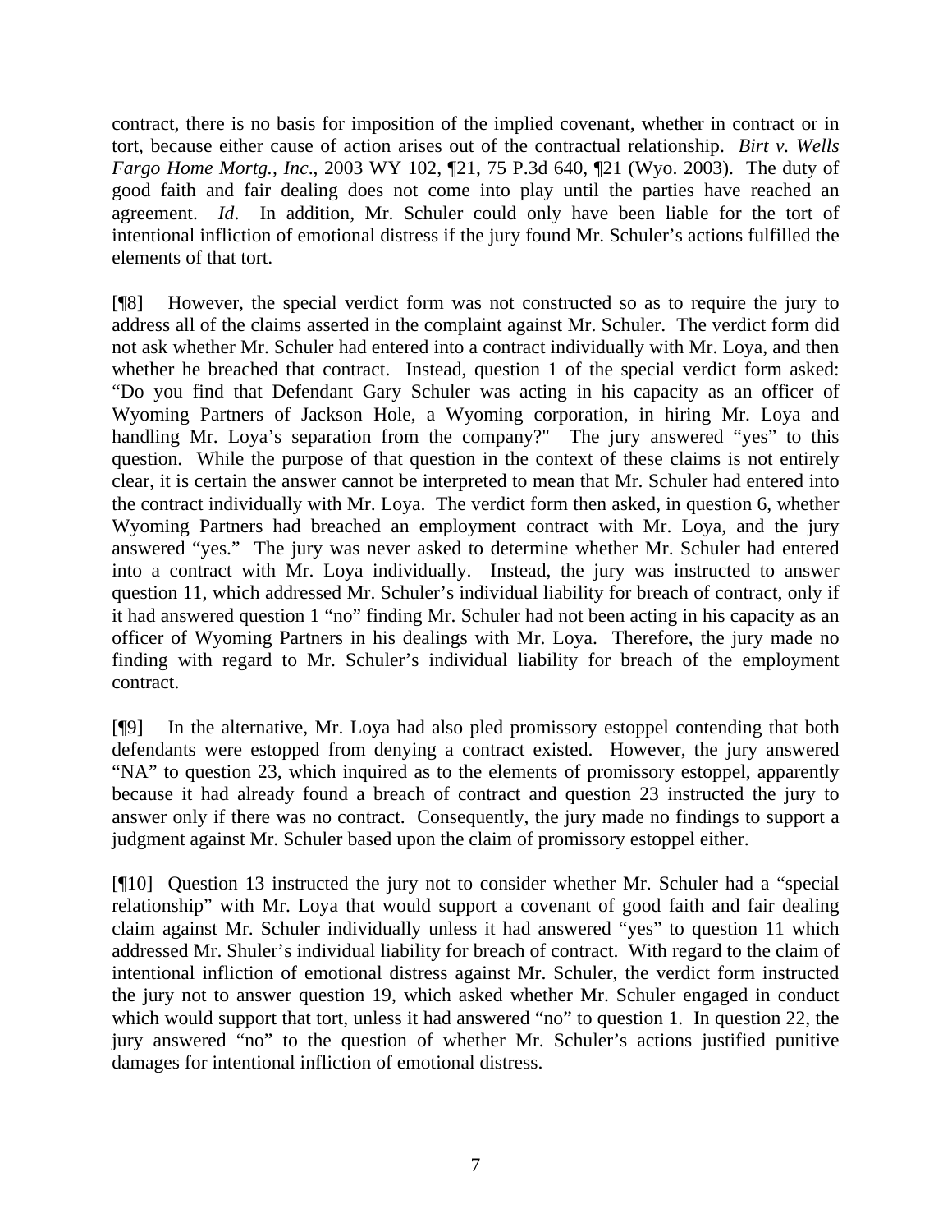contract, there is no basis for imposition of the implied covenant, whether in contract or in tort, because either cause of action arises out of the contractual relationship. *Birt v. Wells Fargo Home Mortg., Inc*., 2003 WY 102, ¶21, 75 P.3d 640, ¶21 (Wyo. 2003). The duty of good faith and fair dealing does not come into play until the parties have reached an agreement. *Id*. In addition, Mr. Schuler could only have been liable for the tort of intentional infliction of emotional distress if the jury found Mr. Schuler's actions fulfilled the elements of that tort.

[¶8] However, the special verdict form was not constructed so as to require the jury to address all of the claims asserted in the complaint against Mr. Schuler. The verdict form did not ask whether Mr. Schuler had entered into a contract individually with Mr. Loya, and then whether he breached that contract. Instead, question 1 of the special verdict form asked: "Do you find that Defendant Gary Schuler was acting in his capacity as an officer of Wyoming Partners of Jackson Hole, a Wyoming corporation, in hiring Mr. Loya and handling Mr. Loya's separation from the company?" The jury answered "yes" to this question. While the purpose of that question in the context of these claims is not entirely clear, it is certain the answer cannot be interpreted to mean that Mr. Schuler had entered into the contract individually with Mr. Loya. The verdict form then asked, in question 6, whether Wyoming Partners had breached an employment contract with Mr. Loya, and the jury answered "yes." The jury was never asked to determine whether Mr. Schuler had entered into a contract with Mr. Loya individually. Instead, the jury was instructed to answer question 11, which addressed Mr. Schuler's individual liability for breach of contract, only if it had answered question 1 "no" finding Mr. Schuler had not been acting in his capacity as an officer of Wyoming Partners in his dealings with Mr. Loya. Therefore, the jury made no finding with regard to Mr. Schuler's individual liability for breach of the employment contract.

[¶9] In the alternative, Mr. Loya had also pled promissory estoppel contending that both defendants were estopped from denying a contract existed. However, the jury answered "NA" to question 23, which inquired as to the elements of promissory estoppel, apparently because it had already found a breach of contract and question 23 instructed the jury to answer only if there was no contract. Consequently, the jury made no findings to support a judgment against Mr. Schuler based upon the claim of promissory estoppel either.

[¶10] Question 13 instructed the jury not to consider whether Mr. Schuler had a "special relationship" with Mr. Loya that would support a covenant of good faith and fair dealing claim against Mr. Schuler individually unless it had answered "yes" to question 11 which addressed Mr. Shuler's individual liability for breach of contract. With regard to the claim of intentional infliction of emotional distress against Mr. Schuler, the verdict form instructed the jury not to answer question 19, which asked whether Mr. Schuler engaged in conduct which would support that tort, unless it had answered "no" to question 1. In question 22, the jury answered "no" to the question of whether Mr. Schuler's actions justified punitive damages for intentional infliction of emotional distress.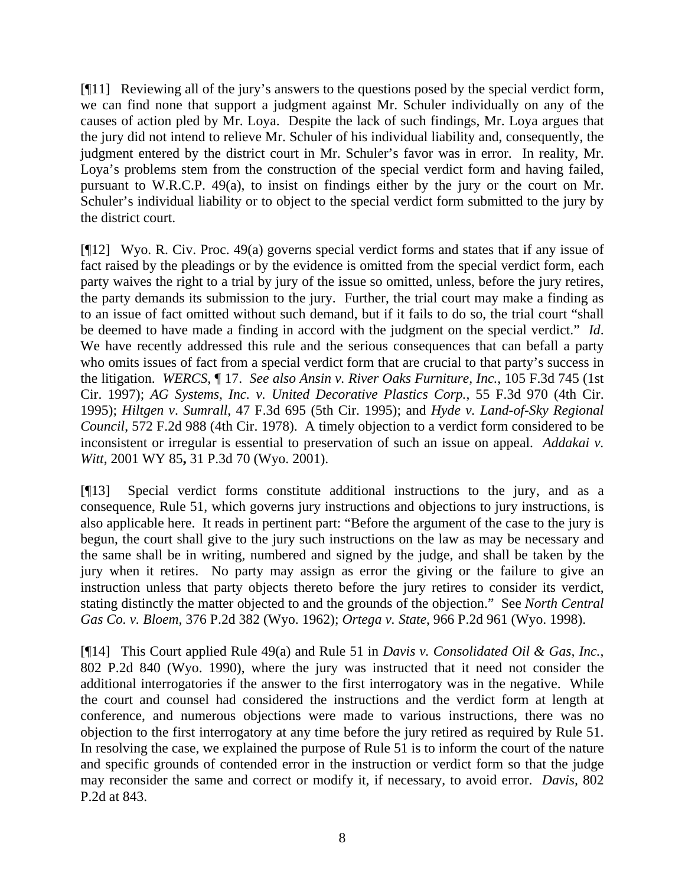[¶11] Reviewing all of the jury's answers to the questions posed by the special verdict form, we can find none that support a judgment against Mr. Schuler individually on any of the causes of action pled by Mr. Loya. Despite the lack of such findings, Mr. Loya argues that the jury did not intend to relieve Mr. Schuler of his individual liability and, consequently, the judgment entered by the district court in Mr. Schuler's favor was in error. In reality, Mr. Loya's problems stem from the construction of the special verdict form and having failed, pursuant to W.R.C.P. 49(a), to insist on findings either by the jury or the court on Mr. Schuler's individual liability or to object to the special verdict form submitted to the jury by the district court.

[¶12] Wyo. R. Civ. Proc. 49(a) governs special verdict forms and states that if any issue of fact raised by the pleadings or by the evidence is omitted from the special verdict form, each party waives the right to a trial by jury of the issue so omitted, unless, before the jury retires, the party demands its submission to the jury. Further, the trial court may make a finding as to an issue of fact omitted without such demand, but if it fails to do so, the trial court "shall be deemed to have made a finding in accord with the judgment on the special verdict." *Id*. We have recently addressed this rule and the serious consequences that can befall a party who omits issues of fact from a special verdict form that are crucial to that party's success in the litigation. *WERCS*, ¶ 17. *See also Ansin v. River Oaks Furniture, Inc.*, 105 F.3d 745 (1st Cir. 1997); *AG Systems, Inc. v. United Decorative Plastics Corp.*, 55 F.3d 970 (4th Cir. 1995); *Hiltgen v. Sumrall*, 47 F.3d 695 (5th Cir. 1995); and *Hyde v. Land-of-Sky Regional Council*, 572 F.2d 988 (4th Cir. 1978). A timely objection to a verdict form considered to be inconsistent or irregular is essential to preservation of such an issue on appeal. *Addakai v. Witt*, 2001 WY 85**,** 31 P.3d 70 (Wyo. 2001).

[¶13] Special verdict forms constitute additional instructions to the jury, and as a consequence, Rule 51, which governs jury instructions and objections to jury instructions, is also applicable here. It reads in pertinent part: "Before the argument of the case to the jury is begun, the court shall give to the jury such instructions on the law as may be necessary and the same shall be in writing, numbered and signed by the judge, and shall be taken by the jury when it retires. No party may assign as error the giving or the failure to give an instruction unless that party objects thereto before the jury retires to consider its verdict, stating distinctly the matter objected to and the grounds of the objection." See *North Central Gas Co. v. Bloem,* 376 P.2d 382 (Wyo. 1962); *Ortega v. State*, 966 P.2d 961 (Wyo. 1998).

[¶14] This Court applied Rule 49(a) and Rule 51 in *Davis v. Consolidated Oil & Gas, Inc.*, 802 P.2d 840 (Wyo. 1990), where the jury was instructed that it need not consider the additional interrogatories if the answer to the first interrogatory was in the negative. While the court and counsel had considered the instructions and the verdict form at length at conference, and numerous objections were made to various instructions, there was no objection to the first interrogatory at any time before the jury retired as required by Rule 51. In resolving the case, we explained the purpose of Rule 51 is to inform the court of the nature and specific grounds of contended error in the instruction or verdict form so that the judge may reconsider the same and correct or modify it, if necessary, to avoid error. *Davis,* 802 P.2d at 843.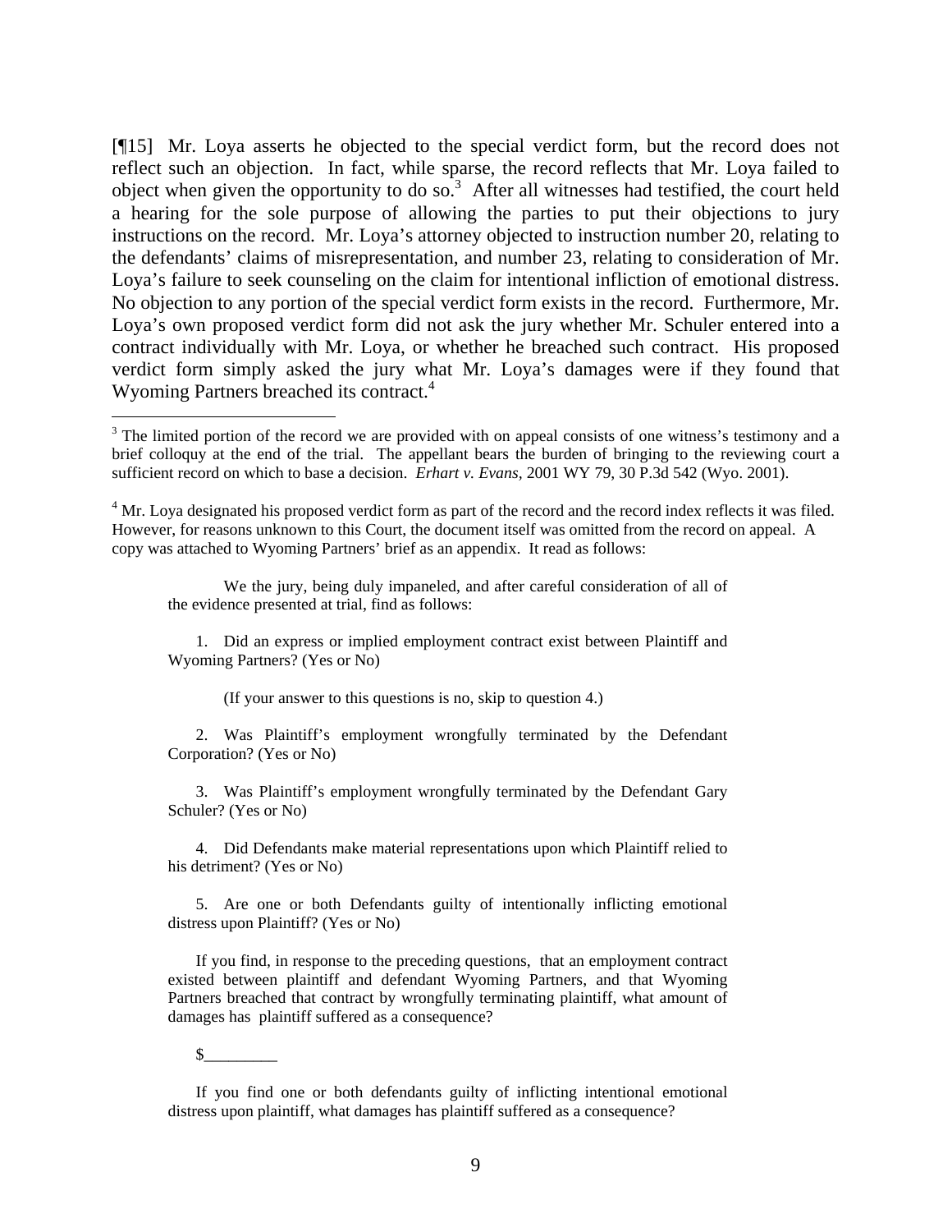[¶15] Mr. Loya asserts he objected to the special verdict form, but the record does not reflect such an objection. In fact, while sparse, the record reflects that Mr. Loya failed to object when given the opportunity to do so.[3] After all witnesses had testified, the court held a hearing for the sole purpose of allowing the parties to put their objections to jury instructions on the record. Mr. Loya's attorney objected to instruction number 20, relating to the defendants' claims of misrepresentation, and number 23, relating to consideration of Mr. Loya's failure to seek counseling on the claim for intentional infliction of emotional distress. No objection to any portion of the special verdict form exists in the record. Furthermore, Mr. Loya's own proposed verdict form did not ask the jury whether Mr. Schuler entered into a contract individually with Mr. Loya, or whether he breached such contract. His proposed verdict form simply asked the jury what Mr. Loya's damages were if they found that Wyoming Partners breached its contract.[4]

---

[3] The limited portion of the record we are provided with on appeal consists of one witness's testimony and a brief colloquy at the end of the trial. The appellant bears the burden of bringing to the reviewing court a sufficient record on which to base a decision. *Erhart v. Evans*, 2001 WY 79, 30 P.3d 542 (Wyo. 2001).

[4] Mr. Loya designated his proposed verdict form as part of the record and the record index reflects it was filed. However, for reasons unknown to this Court, the document itself was omitted from the record on appeal. A copy was attached to Wyoming Partners' brief as an appendix. It read as follows:

> We the jury, being duly impaneled, and after careful consideration of all of the evidence presented at trial, find as follows:
>
> 1. Did an express or implied employment contract exist between Plaintiff and Wyoming Partners? (Yes or No)
>
> (If your answer to this questions is no, skip to question 4.)
>
> 2. Was Plaintiff's employment wrongfully terminated by the Defendant Corporation? (Yes or No)
>
> 3. Was Plaintiff's employment wrongfully terminated by the Defendant Gary Schuler? (Yes or No)
>
> 4. Did Defendants make material representations upon which Plaintiff relied to his detriment? (Yes or No)
>
> 5. Are one or both Defendants guilty of intentionally inflicting emotional distress upon Plaintiff? (Yes or No)
>
> If you find, in response to the preceding questions, that an employment contract existed between plaintiff and defendant Wyoming Partners, and that Wyoming Partners breached that contract by wrongfully terminating plaintiff, what amount of damages has plaintiff suffered as a consequence?
>
> $_________
>
> If you find one or both defendants guilty of inflicting intentional emotional distress upon plaintiff, what damages has plaintiff suffered as a consequence?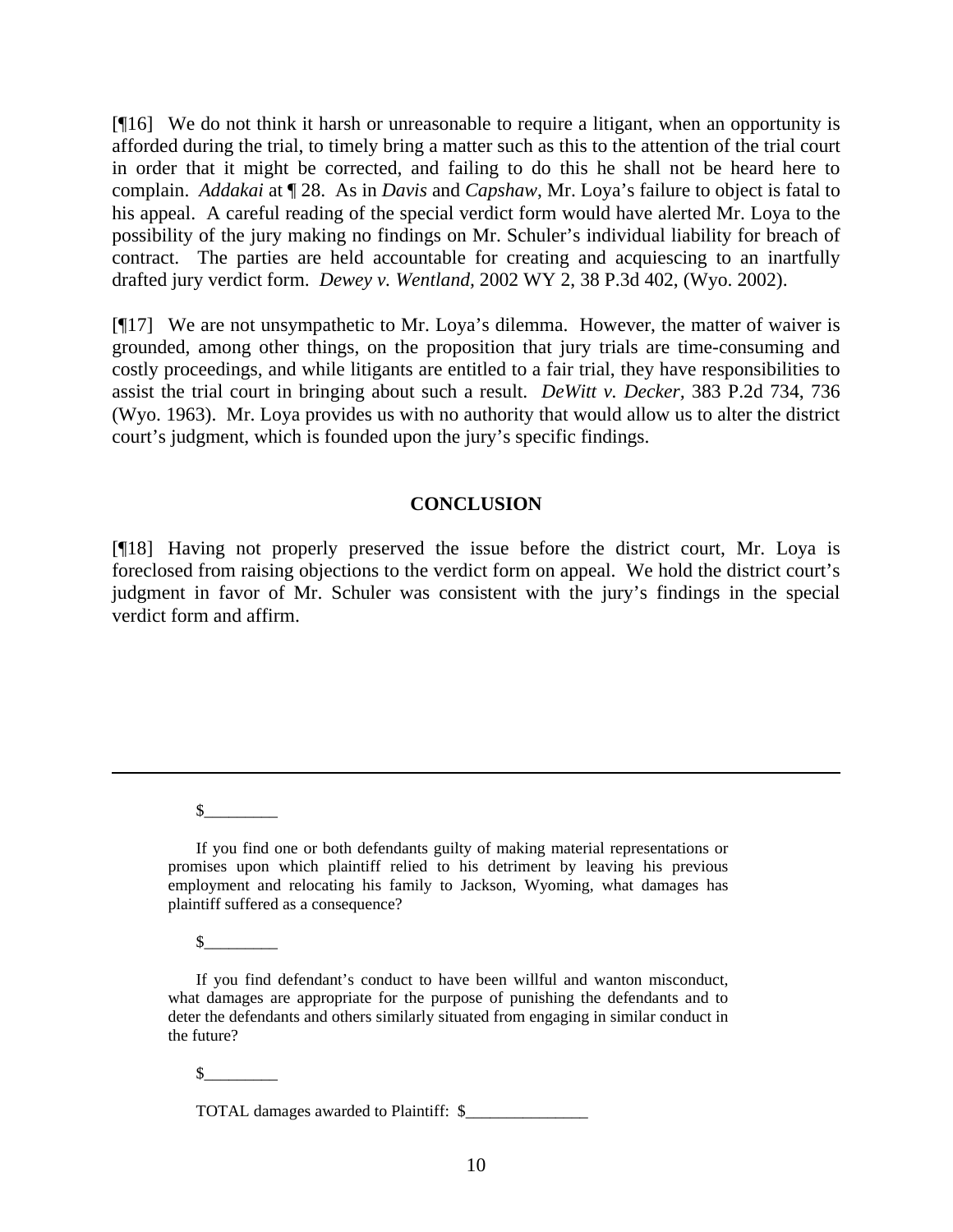[¶16] We do not think it harsh or unreasonable to require a litigant, when an opportunity is afforded during the trial, to timely bring a matter such as this to the attention of the trial court in order that it might be corrected, and failing to do this he shall not be heard here to complain. *Addakai* at ¶ 28. As in *Davis* and *Capshaw*, Mr. Loya's failure to object is fatal to his appeal. A careful reading of the special verdict form would have alerted Mr. Loya to the possibility of the jury making no findings on Mr. Schuler's individual liability for breach of contract. The parties are held accountable for creating and acquiescing to an inartfully drafted jury verdict form. *Dewey v. Wentland*, 2002 WY 2, 38 P.3d 402, (Wyo. 2002).

[¶17] We are not unsympathetic to Mr. Loya's dilemma. However, the matter of waiver is grounded, among other things, on the proposition that jury trials are time-consuming and costly proceedings, and while litigants are entitled to a fair trial, they have responsibilities to assist the trial court in bringing about such a result. *DeWitt v. Decker*, 383 P.2d 734, 736 (Wyo. 1963). Mr. Loya provides us with no authority that would allow us to alter the district court's judgment, which is founded upon the jury's specific findings.

## CONCLUSION

[¶18] Having not properly preserved the issue before the district court, Mr. Loya is foreclosed from raising objections to the verdict form on appeal. We hold the district court's judgment in favor of Mr. Schuler was consistent with the jury's findings in the special verdict form and affirm.

---

$________

If you find one or both defendants guilty of making material representations or promises upon which plaintiff relied to his detriment by leaving his previous employment and relocating his family to Jackson, Wyoming, what damages has plaintiff suffered as a consequence?

$________

If you find defendant's conduct to have been willful and wanton misconduct, what damages are appropriate for the purpose of punishing the defendants and to deter the defendants and others similarly situated from engaging in similar conduct in the future?

$________

TOTAL damages awarded to Plaintiff: $_______________